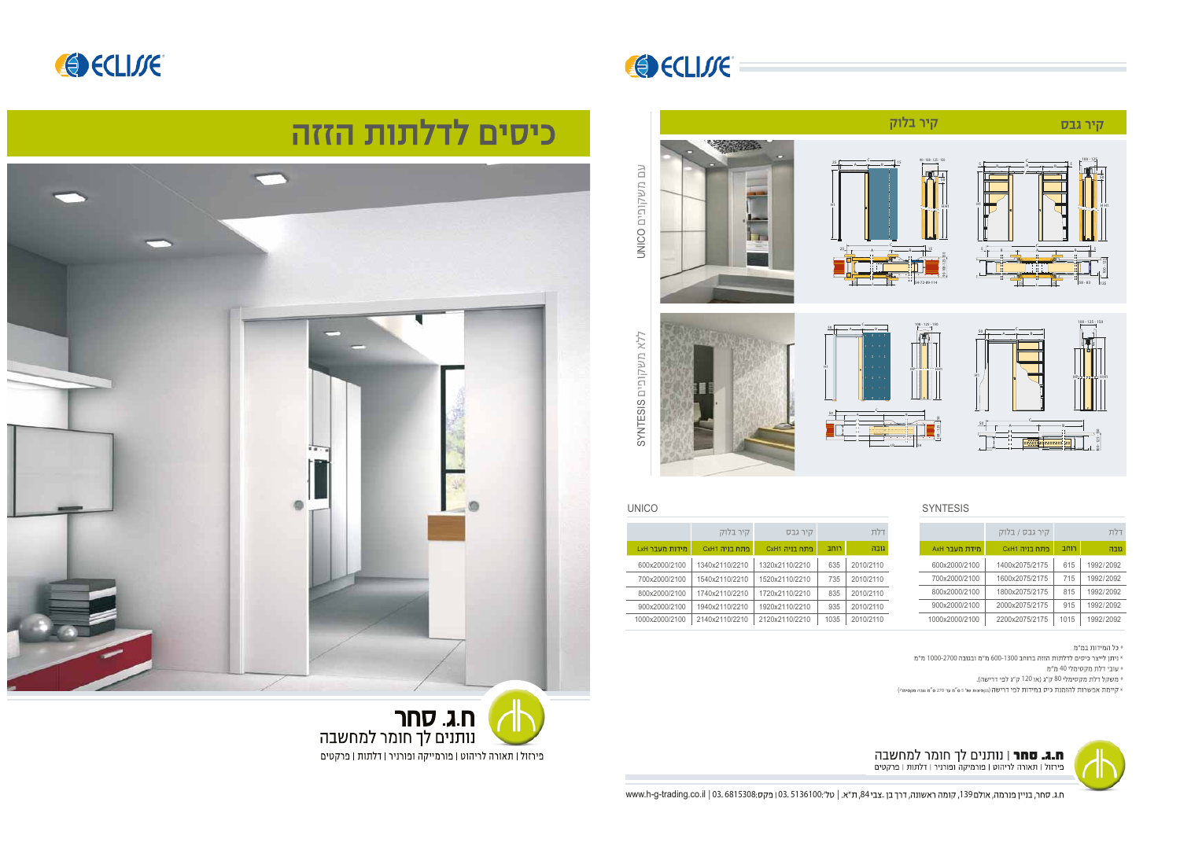# כיסים לדלתות הזזה

**ח.ג. סחר**
נותנים לך חומר למחשבה
פירזול | תאורה לריהוט | פורמייקה ופורניר | דלתות | פרקטים

| קיר גבס | קיר בלוק |
|---|---|

UNICO עם משקופים

SYNTESIS ללא משקופים

## UNICO

| דלת | | קיר גבס | קיר בלוק | |
|---|---|---|---|---|
| גובה | רוחב | פתח בניה CxH1 | פתח בניה CxH1 | מידות מעבר LxH |
| 2010/2110 | 635 | 1320x2110/2210 | 1340x2110/2210 | 600x2000/2100 |
| 2010/2110 | 735 | 1520x2110/2210 | 1540x2110/2210 | 700x2000/2100 |
| 2010/2110 | 835 | 1720x2110/2210 | 1740x2110/2210 | 800x2000/2100 |
| 2010/2110 | 935 | 1920x2110/2210 | 1940x2110/2210 | 900x2000/2100 |
| 2010/2110 | 1035 | 2120x2110/2210 | 2140x2110/2210 | 1000x2000/2100 |

## SYNTESIS

| דלת | | קיר גבס / בלוק | |
|---|---|---|---|
| גובה | רוחב | פתח בניה CxH1 | מידת מעבר AxH |
| 1992/2092 | 615 | 1400x2075/2175 | 600x2000/2100 |
| 1992/2092 | 715 | 1600x2075/2175 | 700x2000/2100 |
| 1992/2092 | 815 | 1800x2075/2175 | 800x2000/2100 |
| 1992/2092 | 915 | 2000x2075/2175 | 900x2000/2100 |
| 1992/2092 | 1015 | 2200x2075/2175 | 1000x2000/2100 |

* כל המידות במ"מ
* ניתן לייצר כיסים לדלתות הזזה ברוחב 600-1300 מ"מ ובגובה 1000-2700 מ"מ
* עובי דלת מקסימלי 40 מ"מ
* משקל דלת מקסימלי 80 ק"ג (או 120 ק"ג לפי דרישה).
* קיימת אפשרות להזמנת כיס במידות לפי דרישה (בקפיצות של 5 ס"מ עד 270 ס"מ גובה מקסימלי)

**ח.ג. סחר** | נותנים לך חומר למחשבה
פירזול | תאורה לריהוט | פורמייקה ופורניר | דלתות | פרקטים

ח.ג. סחר, בניין פורמה, אולם139, קומה ראשונה, דרך בן-צבי 84, ת"א. | טל':03. 5136100 | פקס:03. 6815308 | www.h-g-trading.co.il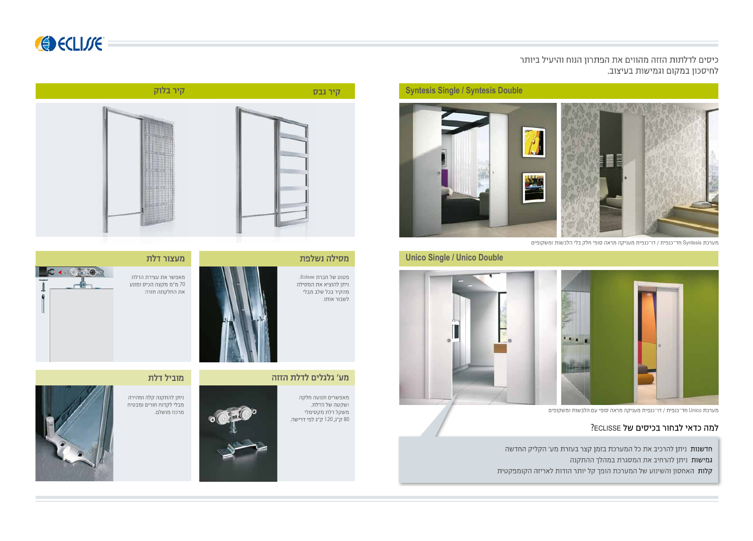כיסים לדלתות הזזה מהווים את הפתרון הנוח והיעיל ביותר
לחיסכון במקום וגמישות בעיצוב.

## Syntesis Single / Syntesis Double

מערכת Syntesis חד־כנפית / דו־כנפית מעניקה מראה סופי חלק בלי הלבשות ומשקופים

## Unico Single / Unico Double

מערכת Unico חד־כנפית / דו־כנפית מעניקה מראה סופי עם הלבשות ומשקופים

## למה כדאי לבחור בכיסים של ECLISSE?

**חדשנות** ניתן להרכיב את כל המערכת בזמן קצר בעזרת מע' הקליק החדשה
**גמישות** ניתן להרחיב את המסגרת במהלך ההתקנה
**קלות** האחסון והשינוע של המערכת הופך קל יותר הודות לאריזה הקומפקטית

## קיר בלוק

## קיר גבס

## מעצור דלת

מאפשר את עצירת הדלת
70 מ"מ מקצה הכיס ומונע
את החלקתה חזרה

## מסילה נשלפת

פטנט של חברת Eclisse.
ניתן להוציא את המסילה
מהקיר בכל שלב מבלי
לשבור אותו.

## מוביל דלת

ניתן להתקנה קלה ומהירה
מבלי לקדוח חורים ומבטיח
מרכוז מושלם.

## מע' גלגלים לדלת הזזה

מאפשרים תנועה חלקה
ושקטה של הדלת.
משקל דלת מקסימלי
80 ק"ג, 120 ק"ג לפי דרישה.